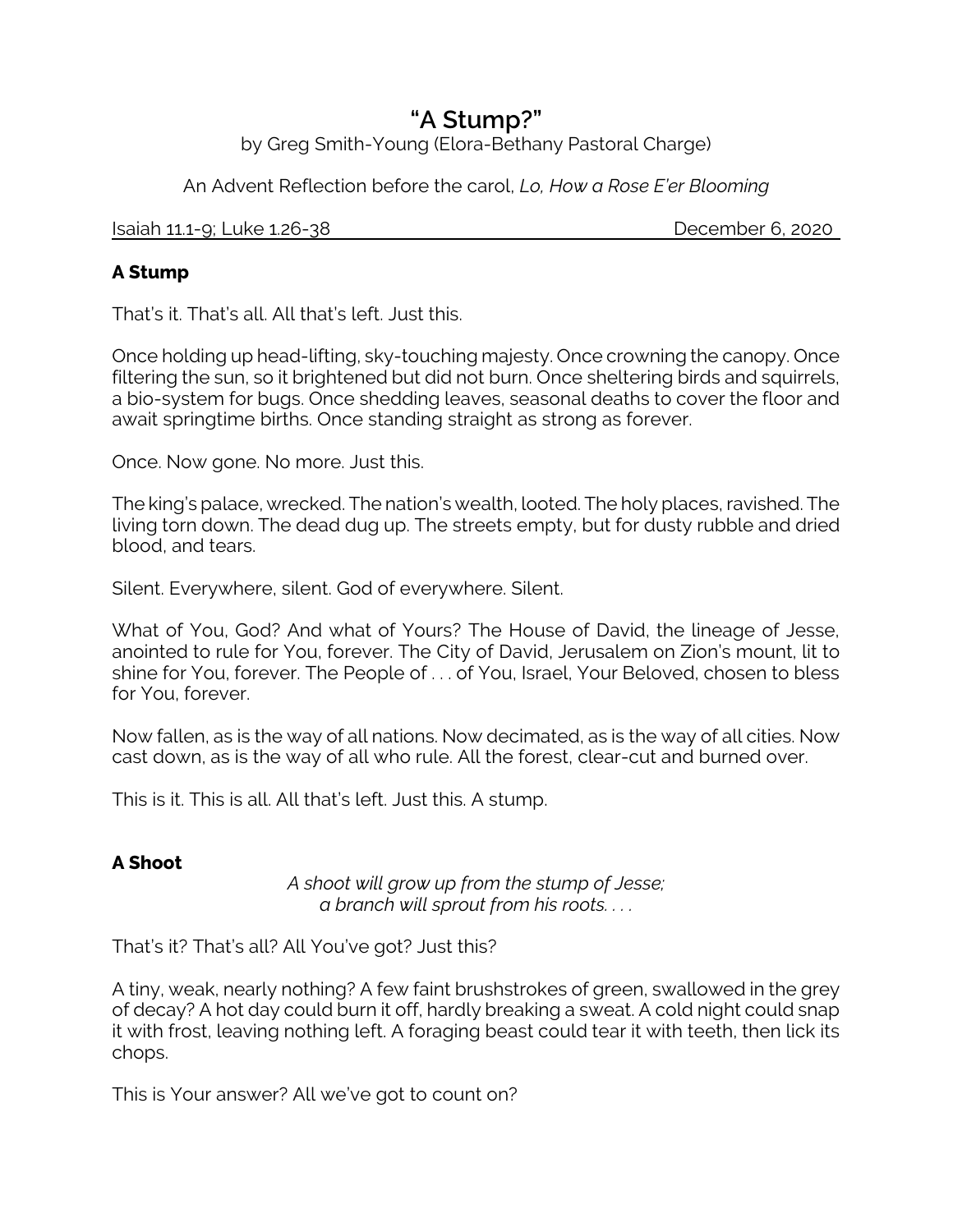# "A Stump?"

by Greg Smith-Young (Elora-Bethany Pastoral Charge)

An Advent Reflection before the carol, *Lo, How a Rose E'er Blooming*

Isaiah 11.1-9; Luke 1.26-38 December 6, 2020

## A Stump

That's it. That's all. All that's left. Just this.

Once holding up head-lifting, sky-touching majesty. Once crowning the canopy. Once filtering the sun, so it brightened but did not burn. Once sheltering birds and squirrels, a bio-system for bugs. Once shedding leaves, seasonal deaths to cover the floor and await springtime births. Once standing straight as strong as forever.

Once. Now gone. No more. Just this.

The king's palace, wrecked. The nation's wealth, looted. The holy places, ravished. The living torn down. The dead dug up. The streets empty, but for dusty rubble and dried blood, and tears.

Silent. Everywhere, silent. God of everywhere. Silent.

What of You, God? And what of Yours? The House of David, the lineage of Jesse, anointed to rule for You, forever. The City of David, Jerusalem on Zion's mount, lit to shine for You, forever. The People of . . . of You, Israel, Your Beloved, chosen to bless for You, forever.

Now fallen, as is the way of all nations. Now decimated, as is the way of all cities. Now cast down, as is the way of all who rule. All the forest, clear-cut and burned over.

This is it. This is all. All that's left. Just this. A stump.

## A Shoot

*A shoot will grow up from the stump of Jesse;*
*a branch will sprout from his roots. . . .*

That's it? That's all? All You've got? Just this?

A tiny, weak, nearly nothing? A few faint brushstrokes of green, swallowed in the grey of decay? A hot day could burn it off, hardly breaking a sweat. A cold night could snap it with frost, leaving nothing left. A foraging beast could tear it with teeth, then lick its chops.

This is Your answer? All we've got to count on?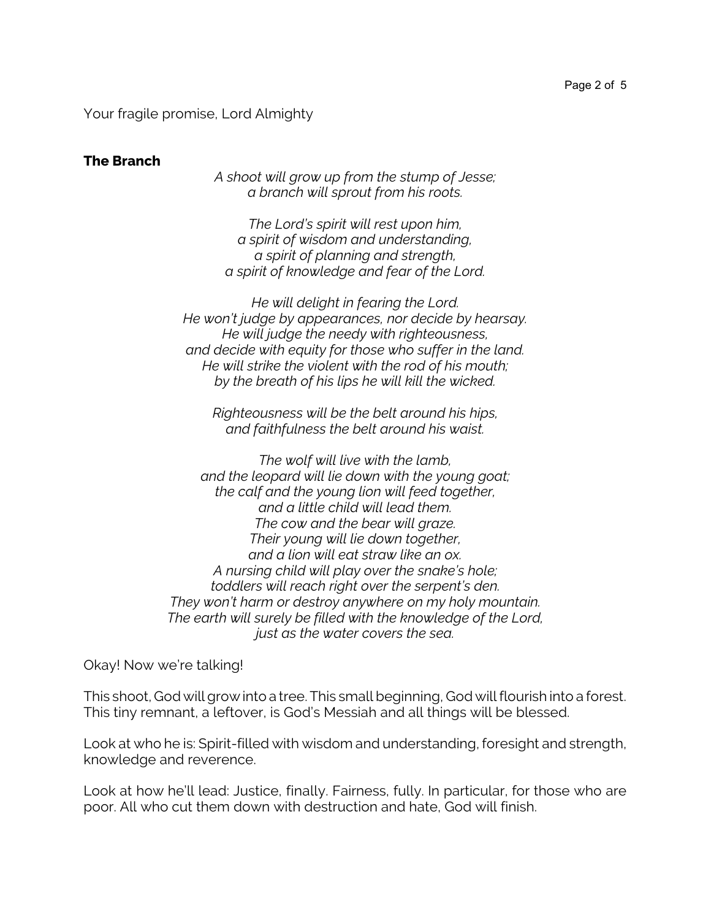Your fragile promise, Lord Almighty

**The Branch**

*A shoot will grow up from the stump of Jesse;*
*a branch will sprout from his roots.*

*The Lord's spirit will rest upon him,*
*a spirit of wisdom and understanding,*
*a spirit of planning and strength,*
*a spirit of knowledge and fear of the Lord.*

*He will delight in fearing the Lord.*
*He won't judge by appearances, nor decide by hearsay.*
*He will judge the needy with righteousness,*
*and decide with equity for those who suffer in the land.*
*He will strike the violent with the rod of his mouth;*
*by the breath of his lips he will kill the wicked.*

*Righteousness will be the belt around his hips,*
*and faithfulness the belt around his waist.*

*The wolf will live with the lamb,*
*and the leopard will lie down with the young goat;*
*the calf and the young lion will feed together,*
*and a little child will lead them.*
*The cow and the bear will graze.*
*Their young will lie down together,*
*and a lion will eat straw like an ox.*
*A nursing child will play over the snake's hole;*
*toddlers will reach right over the serpent's den.*
*They won't harm or destroy anywhere on my holy mountain.*
*The earth will surely be filled with the knowledge of the Lord,*
*just as the water covers the sea.*

Okay! Now we're talking!

This shoot, God will grow into a tree. This small beginning, God will flourish into a forest. This tiny remnant, a leftover, is God's Messiah and all things will be blessed.

Look at who he is: Spirit-filled with wisdom and understanding, foresight and strength, knowledge and reverence.

Look at how he'll lead: Justice, finally. Fairness, fully. In particular, for those who are poor. All who cut them down with destruction and hate, God will finish.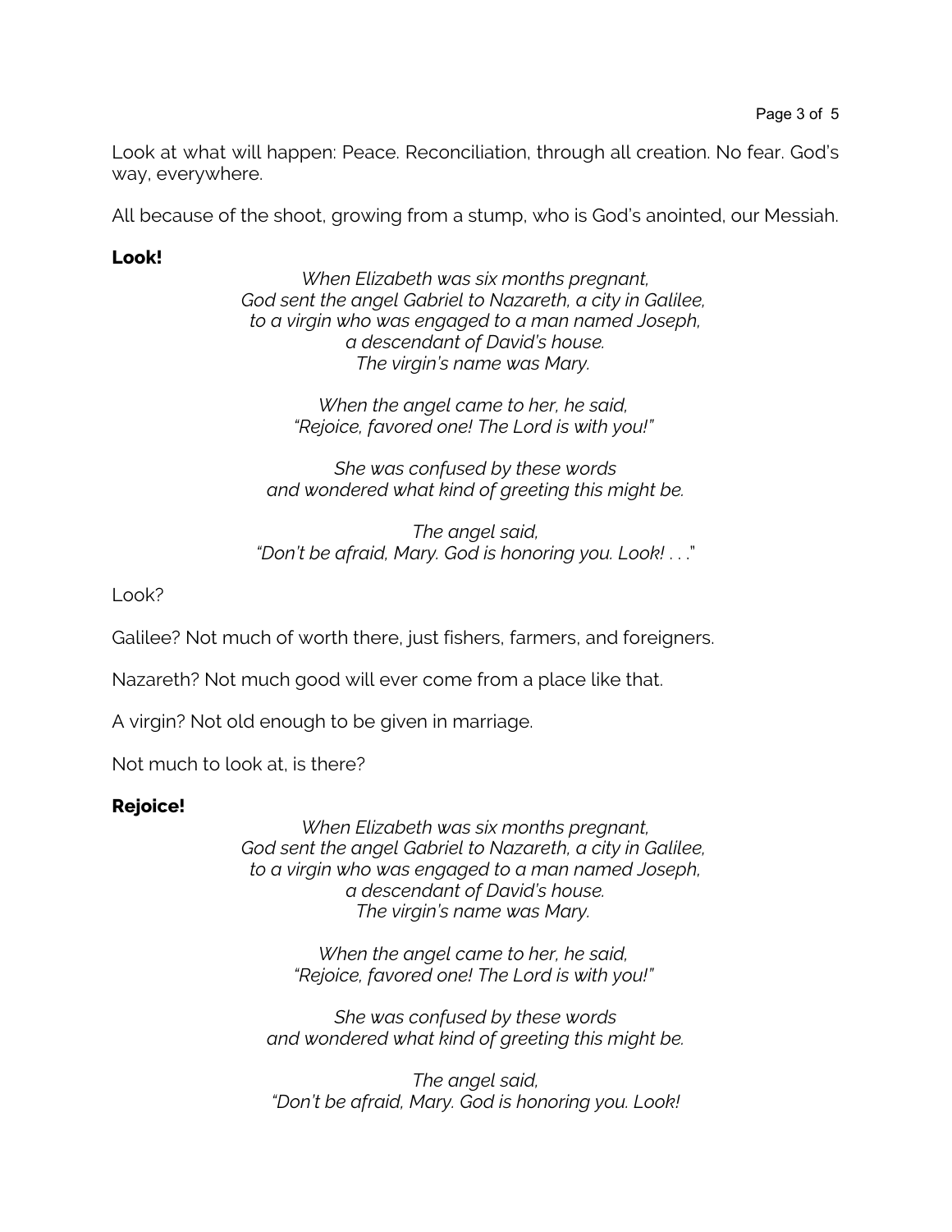Look at what will happen: Peace. Reconciliation, through all creation. No fear. God's way, everywhere.

All because of the shoot, growing from a stump, who is God's anointed, our Messiah.

**Look!**

*When Elizabeth was six months pregnant,*
*God sent the angel Gabriel to Nazareth, a city in Galilee,*
*to a virgin who was engaged to a man named Joseph,*
*a descendant of David's house.*
*The virgin's name was Mary.*

*When the angel came to her, he said,*
*"Rejoice, favored one! The Lord is with you!"*

*She was confused by these words*
*and wondered what kind of greeting this might be.*

*The angel said,*
*"Don't be afraid, Mary. God is honoring you. Look!* . . ."

Look?

Galilee? Not much of worth there, just fishers, farmers, and foreigners.

Nazareth? Not much good will ever come from a place like that.

A virgin? Not old enough to be given in marriage.

Not much to look at, is there?

**Rejoice!**

*When Elizabeth was six months pregnant,*
*God sent the angel Gabriel to Nazareth, a city in Galilee,*
*to a virgin who was engaged to a man named Joseph,*
*a descendant of David's house.*
*The virgin's name was Mary.*

*When the angel came to her, he said,*
*"Rejoice, favored one! The Lord is with you!"*

*She was confused by these words*
*and wondered what kind of greeting this might be.*

*The angel said,*
*"Don't be afraid, Mary. God is honoring you. Look!*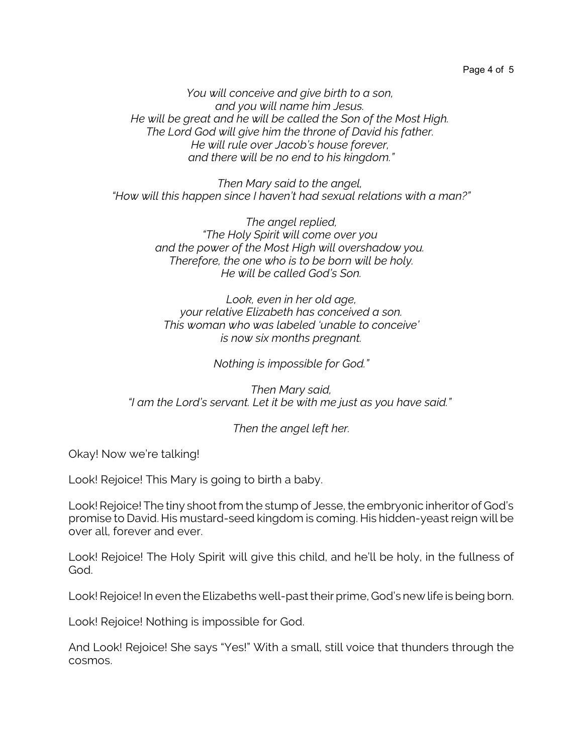*You will conceive and give birth to a son,*
*and you will name him Jesus.*
*He will be great and he will be called the Son of the Most High.*
*The Lord God will give him the throne of David his father.*
*He will rule over Jacob's house forever,*
*and there will be no end to his kingdom."*

*Then Mary said to the angel,*
*"How will this happen since I haven't had sexual relations with a man?"*

*The angel replied,*
*"The Holy Spirit will come over you*
*and the power of the Most High will overshadow you.*
*Therefore, the one who is to be born will be holy.*
*He will be called God's Son.*

*Look, even in her old age,*
*your relative Elizabeth has conceived a son.*
*This woman who was labeled 'unable to conceive'*
*is now six months pregnant.*

*Nothing is impossible for God."*

*Then Mary said,*
*"I am the Lord's servant. Let it be with me just as you have said."*

*Then the angel left her.*

Okay! Now we're talking!

Look! Rejoice! This Mary is going to birth a baby.

Look! Rejoice! The tiny shoot from the stump of Jesse, the embryonic inheritor of God's promise to David. His mustard-seed kingdom is coming. His hidden-yeast reign will be over all, forever and ever.

Look! Rejoice! The Holy Spirit will give this child, and he'll be holy, in the fullness of God.

Look! Rejoice! In even the Elizabeths well-past their prime, God's new life is being born.

Look! Rejoice! Nothing is impossible for God.

And Look! Rejoice! She says "Yes!" With a small, still voice that thunders through the cosmos.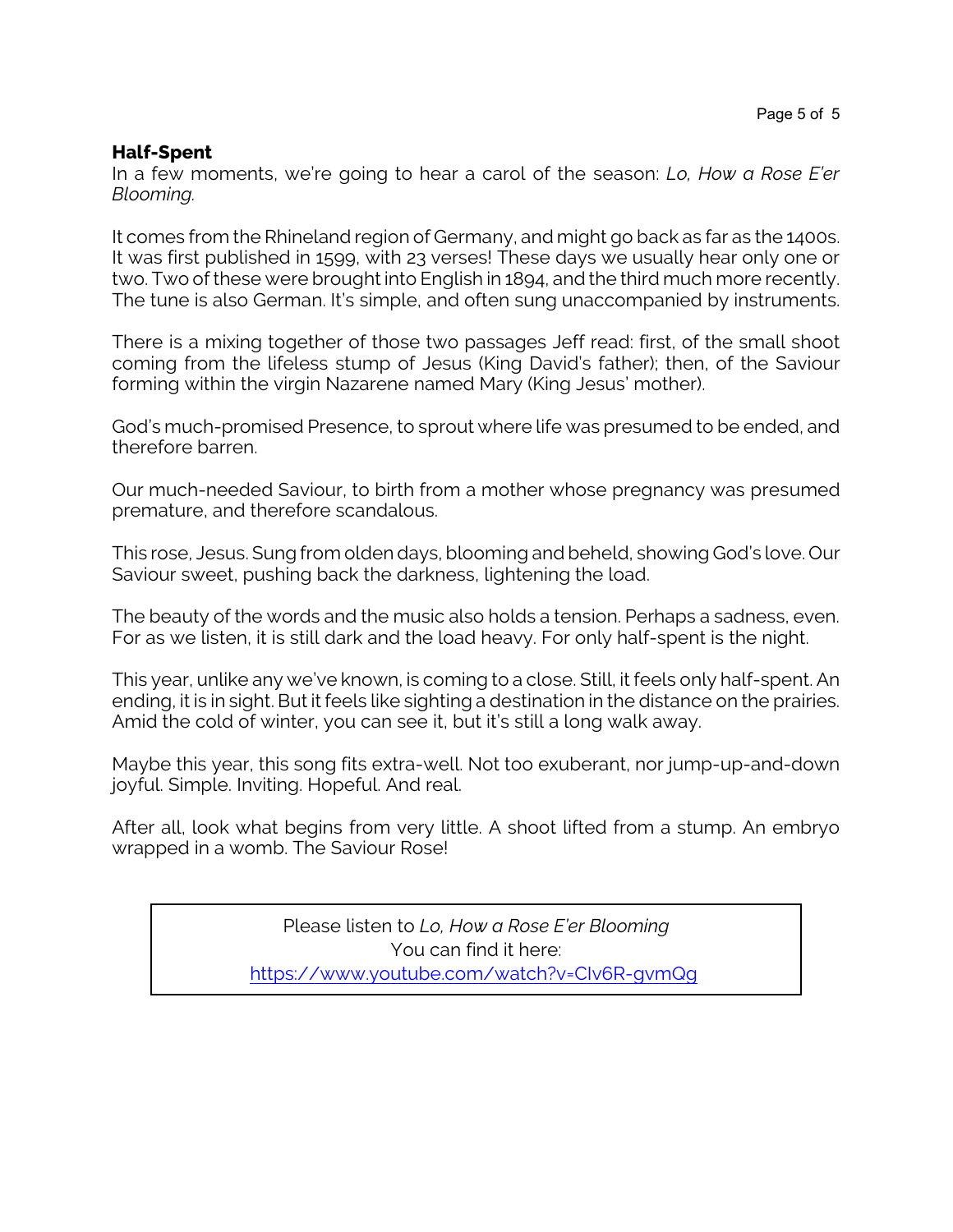**Half-Spent**

In a few moments, we're going to hear a carol of the season: *Lo, How a Rose E'er Blooming.*

It comes from the Rhineland region of Germany, and might go back as far as the 1400s. It was first published in 1599, with 23 verses! These days we usually hear only one or two. Two of these were brought into English in 1894, and the third much more recently. The tune is also German. It's simple, and often sung unaccompanied by instruments.

There is a mixing together of those two passages Jeff read: first, of the small shoot coming from the lifeless stump of Jesus (King David's father); then, of the Saviour forming within the virgin Nazarene named Mary (King Jesus' mother).

God's much-promised Presence, to sprout where life was presumed to be ended, and therefore barren.

Our much-needed Saviour, to birth from a mother whose pregnancy was presumed premature, and therefore scandalous.

This rose, Jesus. Sung from olden days, blooming and beheld, showing God's love. Our Saviour sweet, pushing back the darkness, lightening the load.

The beauty of the words and the music also holds a tension. Perhaps a sadness, even. For as we listen, it is still dark and the load heavy. For only half-spent is the night.

This year, unlike any we've known, is coming to a close. Still, it feels only half-spent. An ending, it is in sight. But it feels like sighting a destination in the distance on the prairies. Amid the cold of winter, you can see it, but it's still a long walk away.

Maybe this year, this song fits extra-well. Not too exuberant, nor jump-up-and-down joyful. Simple. Inviting. Hopeful. And real.

After all, look what begins from very little. A shoot lifted from a stump. An embryo wrapped in a womb. The Saviour Rose!

Please listen to *Lo, How a Rose E'er Blooming*
You can find it here:
https://www.youtube.com/watch?v=CIv6R-gvmQg